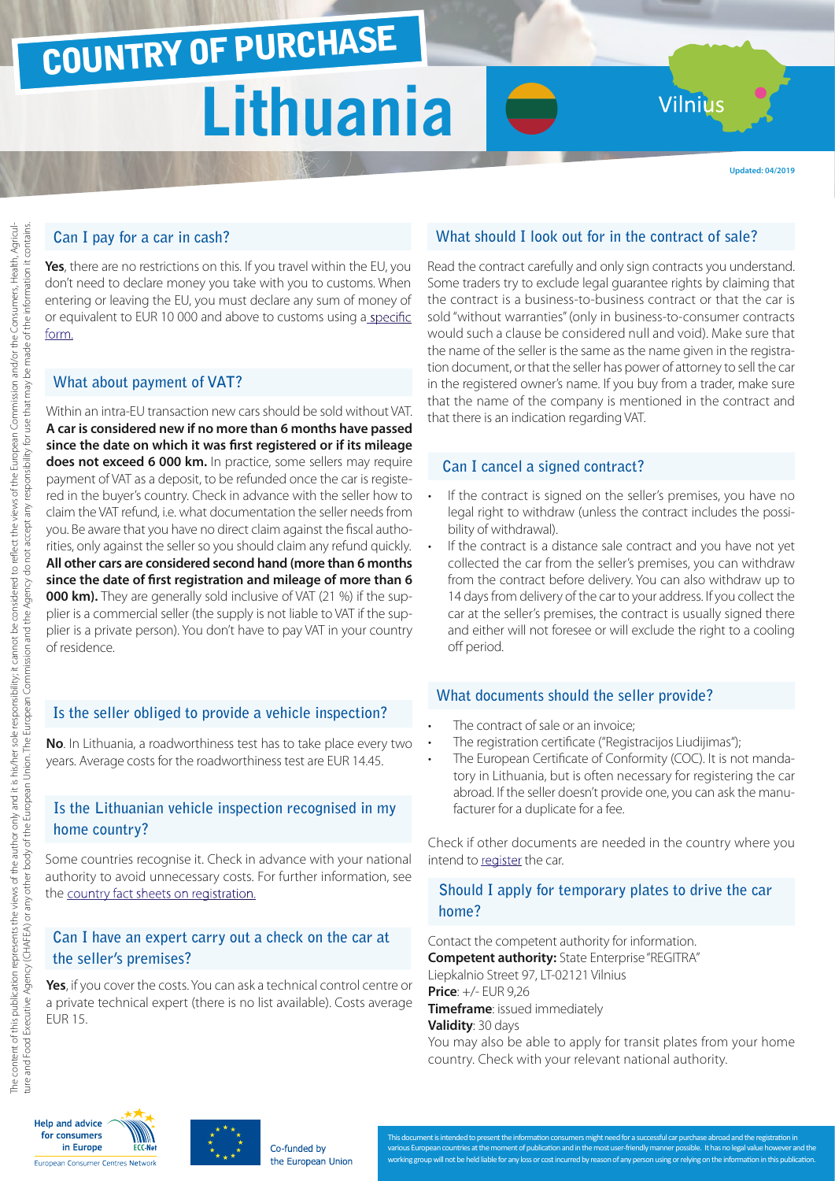# COUNTRY OF PURCHASE

# Lithuania

Vilnius

Updated: 04/2019

## Can I pay for a car in cash?

**Yes**, there are no restrictions on this. If you travel within the EU, you don't need to declare money you take with you to customs. When entering or leaving the EU, you must declare any sum of money of or equivalent to EUR 10 000 and above to customs using a specific form.

## What about payment of VAT?

Within an intra-EU transaction new cars should be sold without VAT. **A car is considered new if no more than 6 months have passed since the date on which it was first registered or if its mileage does not exceed 6 000 km.** In practice, some sellers may require payment of VAT as a deposit, to be refunded once the car is registered in the buyer's country. Check in advance with the seller how to claim the VAT refund, i.e. what documentation the seller needs from you. Be aware that you have no direct claim against the fiscal authorities, only against the seller so you should claim any refund quickly. **All other cars are considered second hand (more than 6 months since the date of first registration and mileage of more than 6 000 km).** They are generally sold inclusive of VAT (21 %) if the supplier is a commercial seller (the supply is not liable to VAT if the supplier is a private person). You don't have to pay VAT in your country of residence.

## Is the seller obliged to provide a vehicle inspection?

**No**. In Lithuania, a roadworthiness test has to take place every two years. Average costs for the roadworthiness test are EUR 14.45.

## Is the Lithuanian vehicle inspection recognised in my home country?

Some countries recognise it. Check in advance with your national authority to avoid unnecessary costs. For further information, see the country fact sheets on registration.

## Can I have an expert carry out a check on the car at the seller's premises?

**Yes**, if you cover the costs. You can ask a technical control centre or a private technical expert (there is no list available). Costs average EUR 15.

## What should I look out for in the contract of sale?

Read the contract carefully and only sign contracts you understand. Some traders try to exclude legal guarantee rights by claiming that the contract is a business-to-business contract or that the car is sold "without warranties" (only in business-to-consumer contracts would such a clause be considered null and void). Make sure that the name of the seller is the same as the name given in the registration document, or that the seller has power of attorney to sell the car in the registered owner's name. If you buy from a trader, make sure that the name of the company is mentioned in the contract and that there is an indication regarding VAT.

## Can I cancel a signed contract?

- If the contract is signed on the seller's premises, you have no legal right to withdraw (unless the contract includes the possibility of withdrawal).
- If the contract is a distance sale contract and you have not yet collected the car from the seller's premises, you can withdraw from the contract before delivery. You can also withdraw up to 14 days from delivery of the car to your address. If you collect the car at the seller's premises, the contract is usually signed there and either will not foresee or will exclude the right to a cooling off period.

## What documents should the seller provide?

- The contract of sale or an invoice;
- The registration certificate ("Registracijos Liudijimas");
- The European Certificate of Conformity (COC). It is not mandatory in Lithuania, but is often necessary for registering the car abroad. If the seller doesn't provide one, you can ask the manufacturer for a duplicate for a fee.

Check if other documents are needed in the country where you intend to register the car.

## Should I apply for temporary plates to drive the car home?

Contact the competent authority for information.
**Competent authority:** State Enterprise "REGITRA"
Liepkalnio Street 97, LT-02121 Vilnius
**Price**: +/- EUR 9,26
**Timeframe**: issued immediately
**Validity**: 30 days
You may also be able to apply for transit plates from your home country. Check with your relevant national authority.

The content of this publication represents the views of the author only and it is his/her sole responsibility; it cannot be considered to reflect the views of the European Commission and/or the Consumers, Health, Agriculture and Food Executive Agency (CHAFEA) or any other body of the European Union. The European Commission and the Agency do not accept any responsibility for use that may be made of the information it contains.

Help and advice for consumers in Europe – European Consumer Centres Network

Co-funded by the European Union

This document is intended to present the information consumers might need for a successful car purchase abroad and the registration in various European countries at the moment of publication and in the most user-friendly manner possible. It has no legal value however and the working group will not be held liable for any loss or cost incurred by reason of any person using or relying on the information in this publication.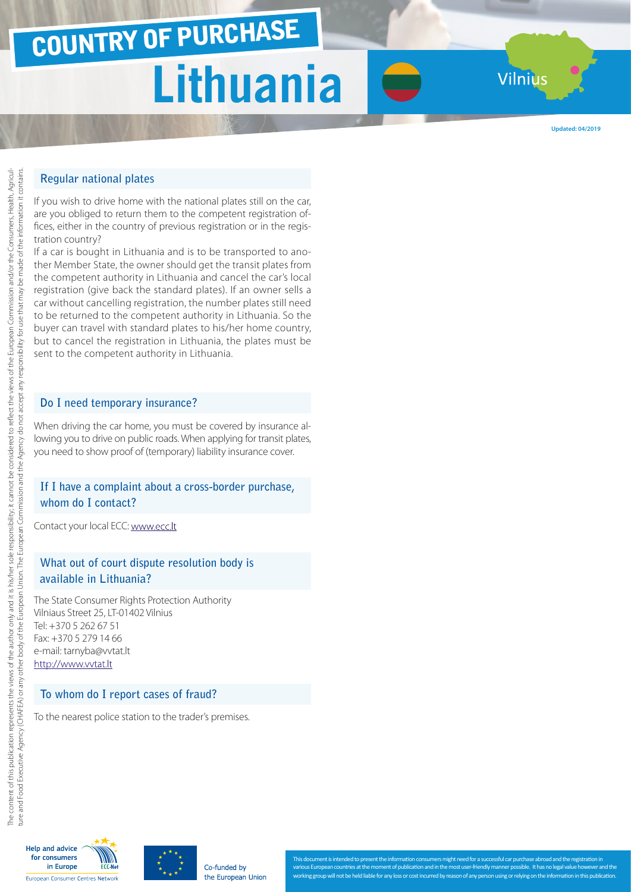# COUNTRY OF PURCHASE

# Lithuania

Vilnius

Updated: 04/2019

### Regular national plates

If you wish to drive home with the national plates still on the car, are you obliged to return them to the competent registration offices, either in the country of previous registration or in the registration country?

If a car is bought in Lithuania and is to be transported to another Member State, the owner should get the transit plates from the competent authority in Lithuania and cancel the car's local registration (give back the standard plates). If an owner sells a car without cancelling registration, the number plates still need to be returned to the competent authority in Lithuania. So the buyer can travel with standard plates to his/her home country, but to cancel the registration in Lithuania, the plates must be sent to the competent authority in Lithuania.

### Do I need temporary insurance?

When driving the car home, you must be covered by insurance allowing you to drive on public roads. When applying for transit plates, you need to show proof of (temporary) liability insurance cover.

### If I have a complaint about a cross-border purchase, whom do I contact?

Contact your local ECC: www.ecc.lt

### What out of court dispute resolution body is available in Lithuania?

The State Consumer Rights Protection Authority
Vilniaus Street 25, LT-01402 Vilnius
Tel: +370 5 262 67 51
Fax: +370 5 279 14 66
e-mail: tarnyba@vvtat.lt
http://www.vvtat.lt

### To whom do I report cases of fraud?

To the nearest police station to the trader's premises.

The content of this publication represents the views of the author only and it is his/her sole responsibility; it cannot be considered to reflect the views of the European Commission and/or the Consumers, Health, Agriculture and Food Executive Agency (CHAFEA) or any other body of the European Union. The European Commission and the Agency do not accept any responsibility for use that may be made of the information it contains.

Help and advice for consumers in Europe
European Consumer Centres Network

Co-funded by the European Union

This document is intended to present the information consumers might need for a successful car purchase abroad and the registration in various European countries at the moment of publication and in the most user-friendly manner possible. It has no legal value however and the working group will not be held liable for any loss or cost incurred by reason of any person using or relying on the information in this publication.